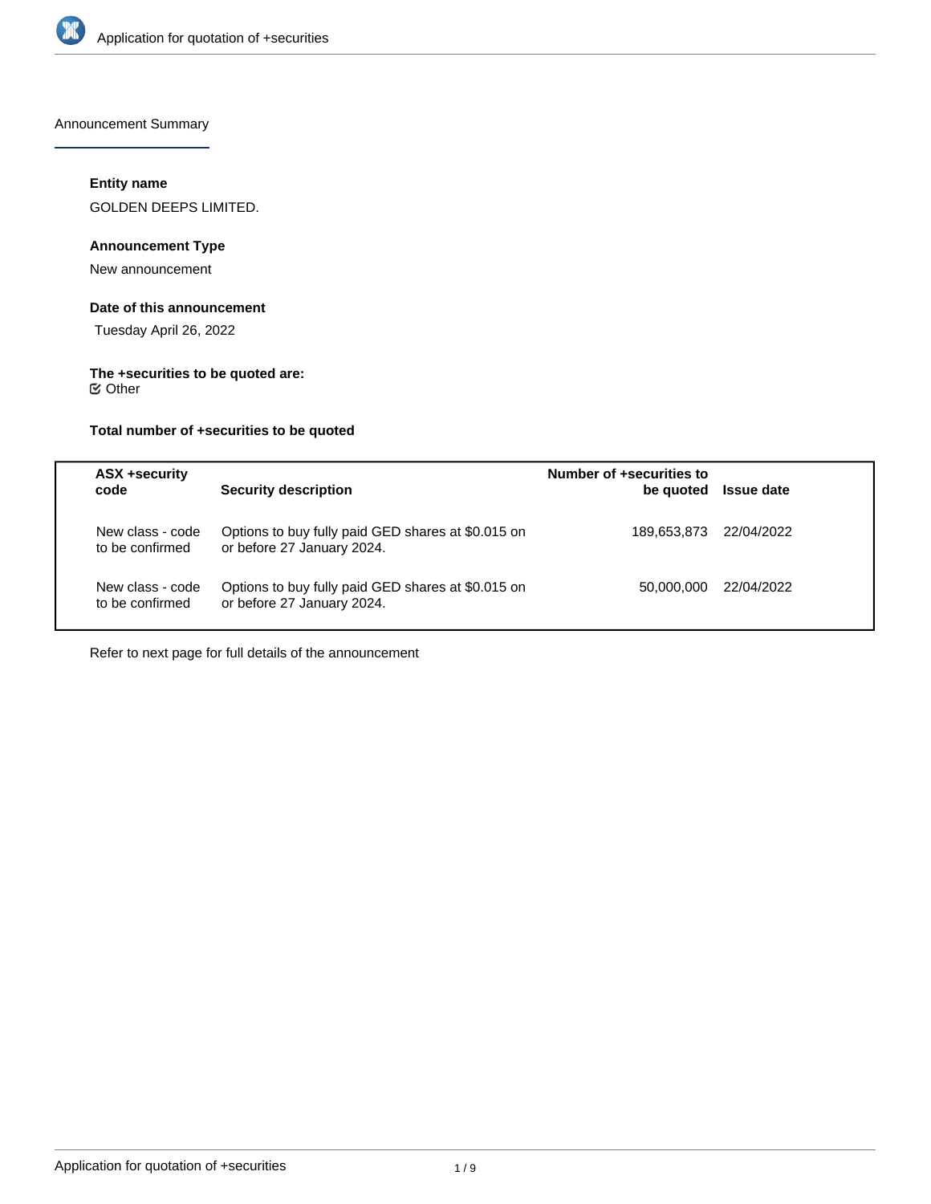Announcement Summary

#### Entity name

GOLDEN DEEPS LIMITED.

#### Announcement Type

New announcement

#### Date of this announcement

Tuesday April 26, 2022

#### The +securities to be quoted are:

Other

#### Total number of +securities to be quoted

| ASX +security code | Security description | Number of +securities to be quoted | Issue date |
|---|---|---|---|
| New class - code to be confirmed | Options to buy fully paid GED shares at $0.015 on or before 27 January 2024. | 189,653,873 | 22/04/2022 |
| New class - code to be confirmed | Options to buy fully paid GED shares at $0.015 on or before 27 January 2024. | 50,000,000 | 22/04/2022 |

Refer to next page for full details of the announcement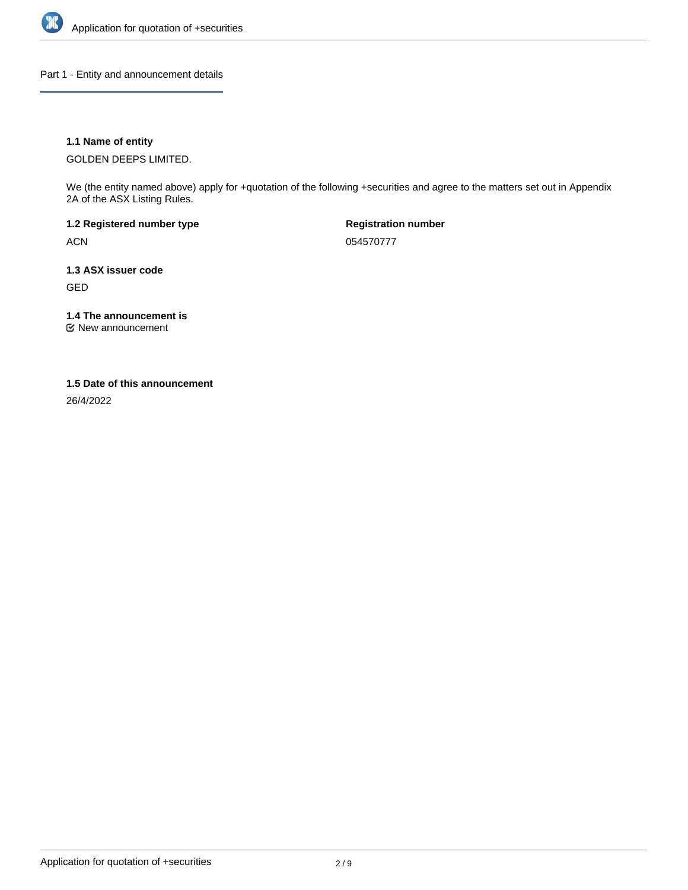## Part 1 - Entity and announcement details

**1.1 Name of entity**

GOLDEN DEEPS LIMITED.

We (the entity named above) apply for +quotation of the following +securities and agree to the matters set out in Appendix 2A of the ASX Listing Rules.

**1.2 Registered number type**

ACN

**Registration number**

054570777

**1.3 ASX issuer code**

GED

**1.4 The announcement is**

☑ New announcement

**1.5 Date of this announcement**

26/4/2022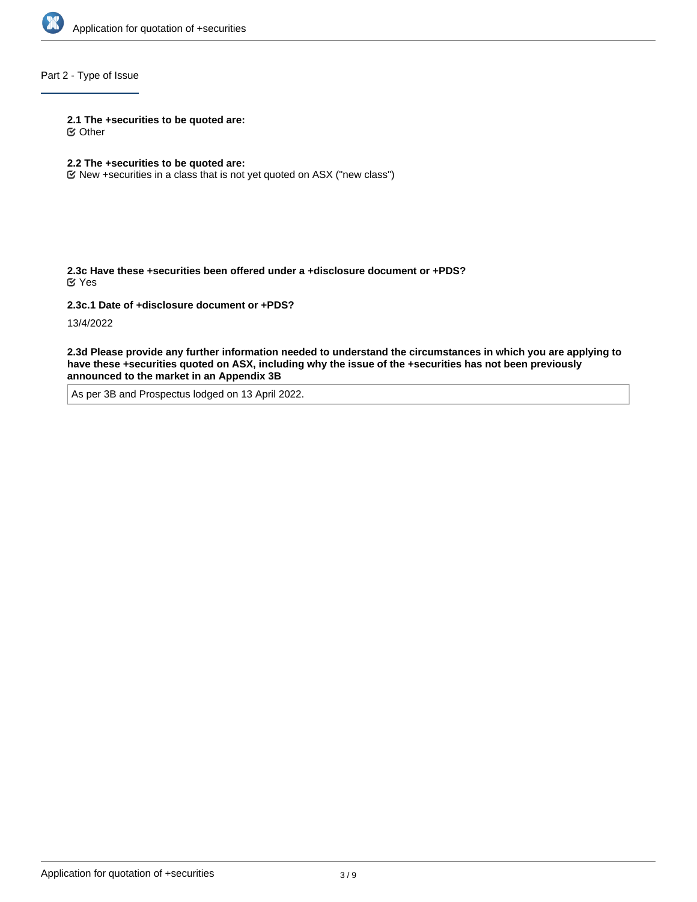## Part 2 - Type of Issue

**2.1 The +securities to be quoted are:**

☑ Other

**2.2 The +securities to be quoted are:**

☑ New +securities in a class that is not yet quoted on ASX ("new class")

**2.3c Have these +securities been offered under a +disclosure document or +PDS?**

☑ Yes

**2.3c.1 Date of +disclosure document or +PDS?**

13/4/2022

**2.3d Please provide any further information needed to understand the circumstances in which you are applying to have these +securities quoted on ASX, including why the issue of the +securities has not been previously announced to the market in an Appendix 3B**

As per 3B and Prospectus lodged on 13 April 2022.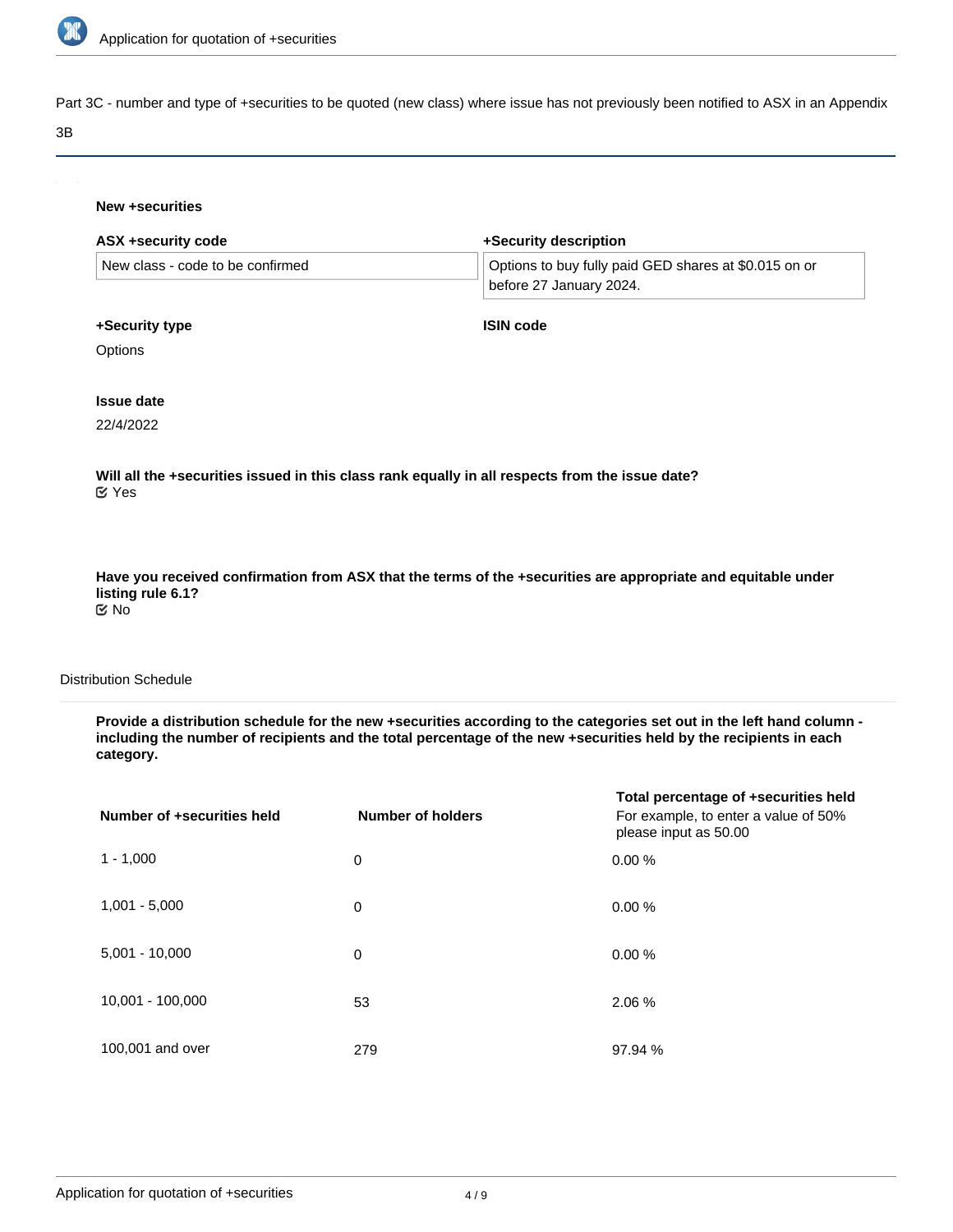Part 3C - number and type of +securities to be quoted (new class) where issue has not previously been notified to ASX in an Appendix 3B

**New +securities**

| **ASX +security code** | **+Security description** |
|---|---|
| New class - code to be confirmed | Options to buy fully paid GED shares at $0.015 on or before 27 January 2024. |

**+Security type**

Options

**ISIN code**

**Issue date**

22/4/2022

**Will all the +securities issued in this class rank equally in all respects from the issue date?**
☑ Yes

**Have you received confirmation from ASX that the terms of the +securities are appropriate and equitable under listing rule 6.1?**
☑ No

Distribution Schedule

**Provide a distribution schedule for the new +securities according to the categories set out in the left hand column - including the number of recipients and the total percentage of the new +securities held by the recipients in each category.**

| **Number of +securities held** | **Number of holders** | **Total percentage of +securities held** For example, to enter a value of 50% please input as 50.00 |
|---|---|---|
| 1 - 1,000 | 0 | 0.00 % |
| 1,001 - 5,000 | 0 | 0.00 % |
| 5,001 - 10,000 | 0 | 0.00 % |
| 10,001 - 100,000 | 53 | 2.06 % |
| 100,001 and over | 279 | 97.94 % |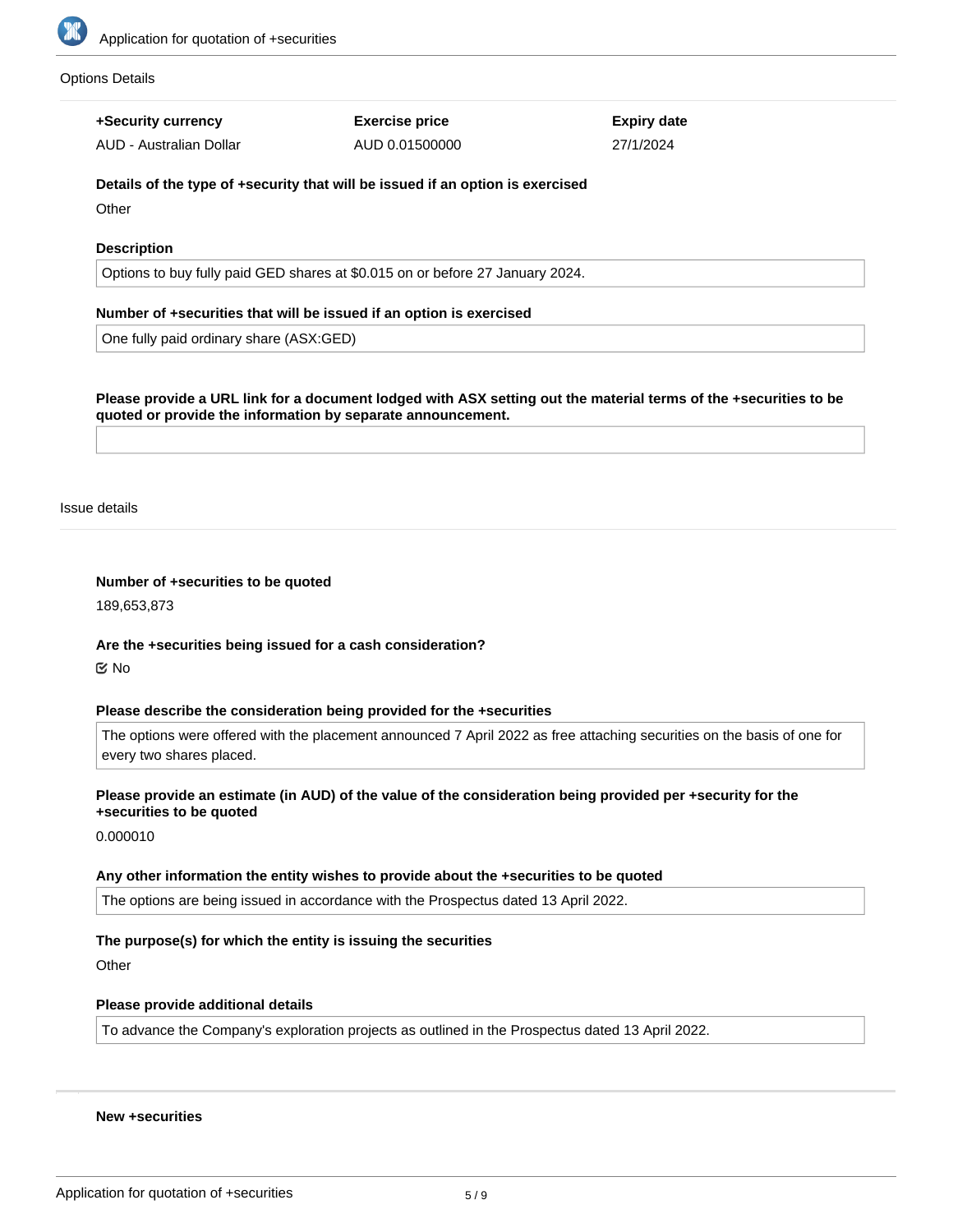Options Details

| +Security currency | Exercise price | Expiry date |
| --- | --- | --- |
| AUD - Australian Dollar | AUD 0.01500000 | 27/1/2024 |

**Details of the type of +security that will be issued if an option is exercised**

Other

**Description**

Options to buy fully paid GED shares at $0.015 on or before 27 January 2024.

**Number of +securities that will be issued if an option is exercised**

One fully paid ordinary share (ASX:GED)

**Please provide a URL link for a document lodged with ASX setting out the material terms of the +securities to be quoted or provide the information by separate announcement.**

Issue details

**Number of +securities to be quoted**

189,653,873

**Are the +securities being issued for a cash consideration?**

☑ No

**Please describe the consideration being provided for the +securities**

The options were offered with the placement announced 7 April 2022 as free attaching securities on the basis of one for every two shares placed.

**Please provide an estimate (in AUD) of the value of the consideration being provided per +security for the +securities to be quoted**

0.000010

**Any other information the entity wishes to provide about the +securities to be quoted**

The options are being issued in accordance with the Prospectus dated 13 April 2022.

**The purpose(s) for which the entity is issuing the securities**

Other

**Please provide additional details**

To advance the Company's exploration projects as outlined in the Prospectus dated 13 April 2022.

**New +securities**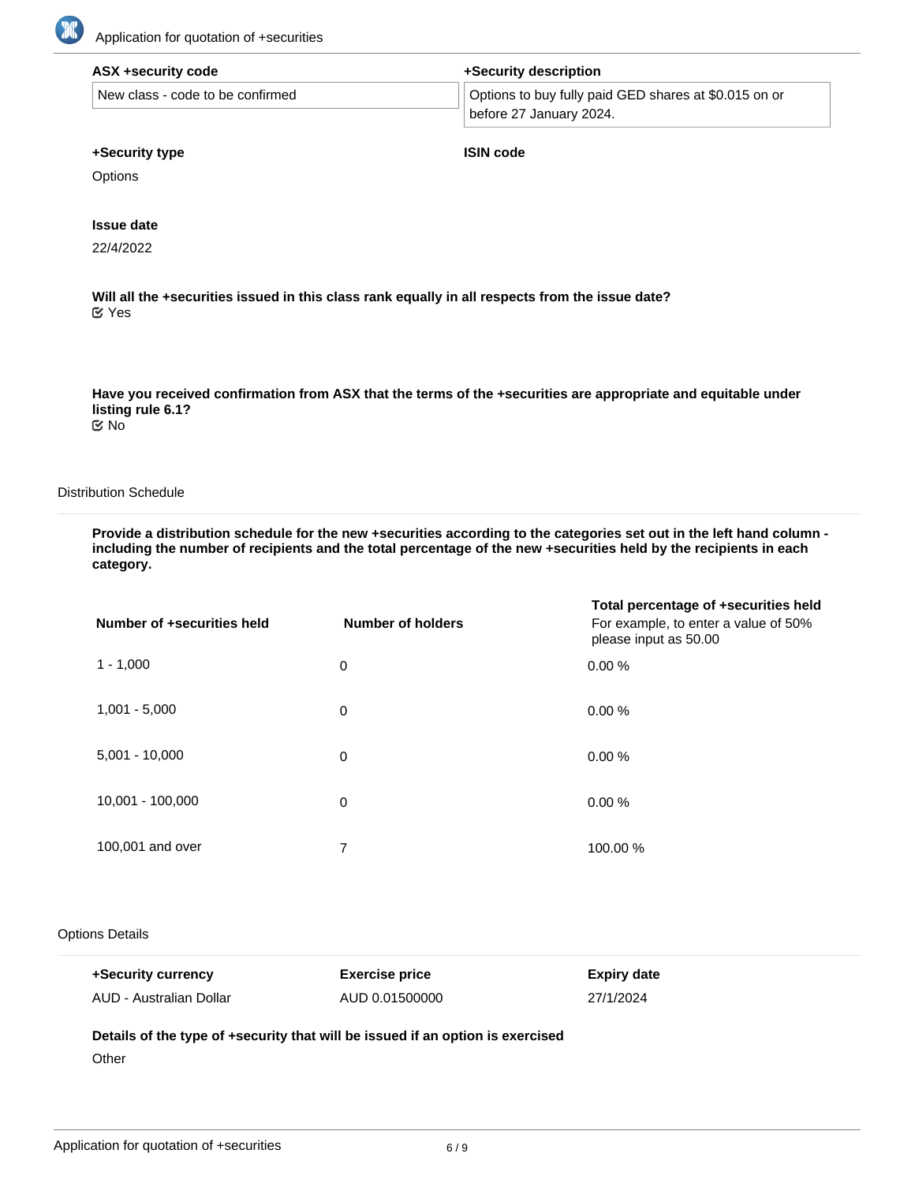| ASX +security code | +Security description |
|---|---|
| New class - code to be confirmed | Options to buy fully paid GED shares at $0.015 on or before 27 January 2024. |

**+Security type**

Options

**ISIN code**

**Issue date**

22/4/2022

**Will all the +securities issued in this class rank equally in all respects from the issue date?**

Yes

**Have you received confirmation from ASX that the terms of the +securities are appropriate and equitable under listing rule 6.1?**

No

## Distribution Schedule

**Provide a distribution schedule for the new +securities according to the categories set out in the left hand column - including the number of recipients and the total percentage of the new +securities held by the recipients in each category.**

| Number of +securities held | Number of holders | Total percentage of +securities held For example, to enter a value of 50% please input as 50.00 |
|---|---|---|
| 1 - 1,000 | 0 | 0.00 % |
| 1,001 - 5,000 | 0 | 0.00 % |
| 5,001 - 10,000 | 0 | 0.00 % |
| 10,001 - 100,000 | 0 | 0.00 % |
| 100,001 and over | 7 | 100.00 % |

## Options Details

| +Security currency | Exercise price | Expiry date |
|---|---|---|
| AUD - Australian Dollar | AUD 0.01500000 | 27/1/2024 |

**Details of the type of +security that will be issued if an option is exercised**

Other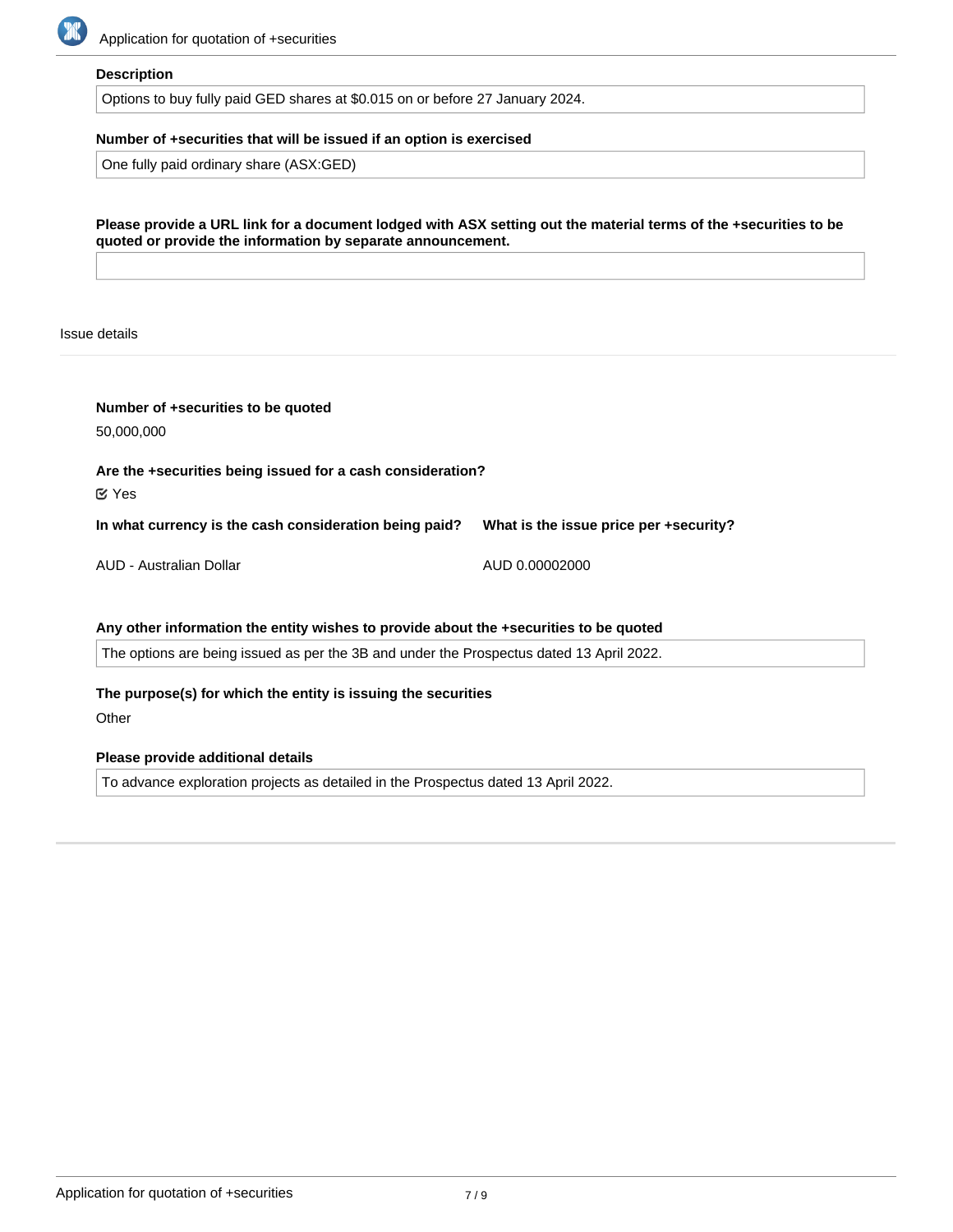**Description**

Options to buy fully paid GED shares at $0.015 on or before 27 January 2024.

**Number of +securities that will be issued if an option is exercised**

One fully paid ordinary share (ASX:GED)

**Please provide a URL link for a document lodged with ASX setting out the material terms of the +securities to be quoted or provide the information by separate announcement.**

Issue details

**Number of +securities to be quoted**

50,000,000

**Are the +securities being issued for a cash consideration?**

☑ Yes

| In what currency is the cash consideration being paid? | What is the issue price per +security? |
|---|---|
| AUD - Australian Dollar | AUD 0.00002000 |

**Any other information the entity wishes to provide about the +securities to be quoted**

The options are being issued as per the 3B and under the Prospectus dated 13 April 2022.

**The purpose(s) for which the entity is issuing the securities**

Other

**Please provide additional details**

To advance exploration projects as detailed in the Prospectus dated 13 April 2022.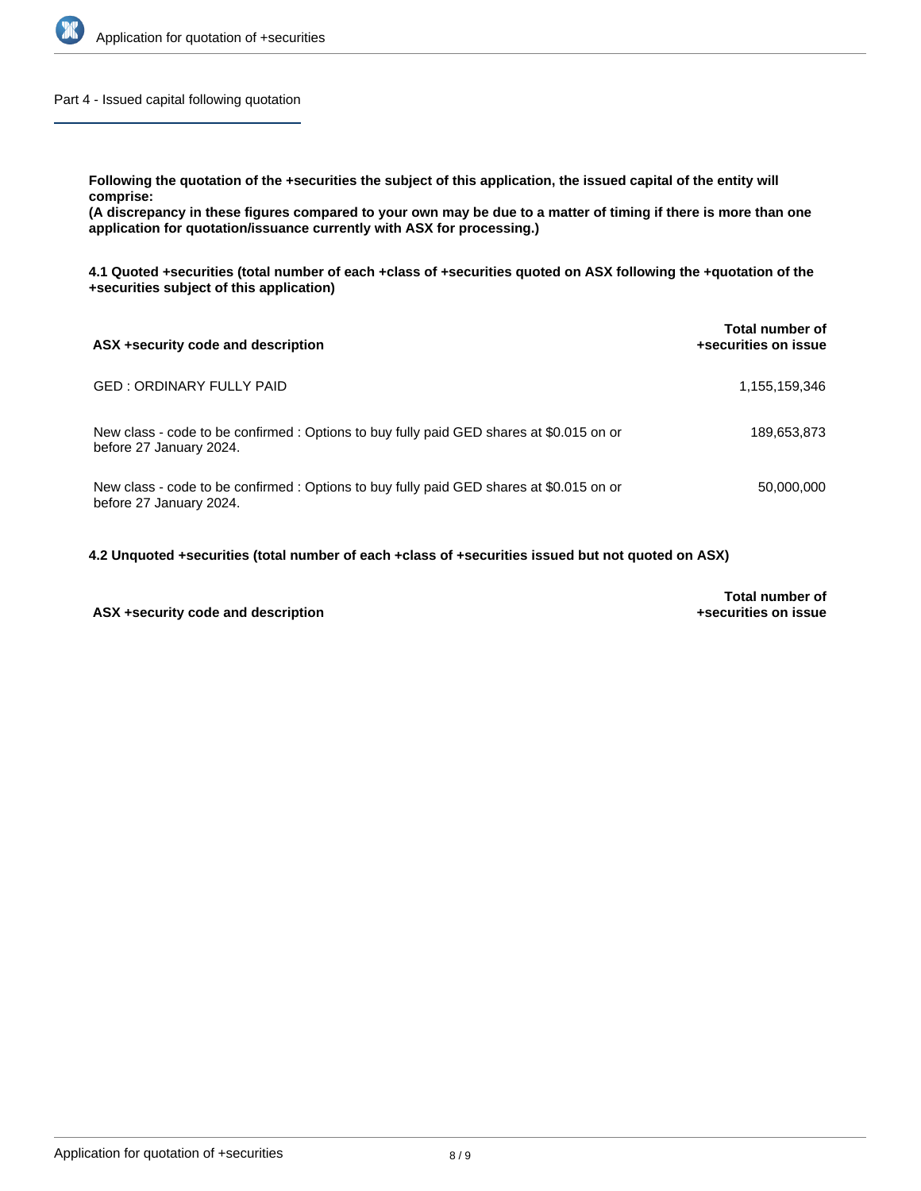## Part 4 - Issued capital following quotation

**Following the quotation of the +securities the subject of this application, the issued capital of the entity will comprise:**
**(A discrepancy in these figures compared to your own may be due to a matter of timing if there is more than one application for quotation/issuance currently with ASX for processing.)**

**4.1 Quoted +securities (total number of each +class of +securities quoted on ASX following the +quotation of the +securities subject of this application)**

| ASX +security code and description | Total number of +securities on issue |
| --- | --- |
| GED : ORDINARY FULLY PAID | 1,155,159,346 |
| New class - code to be confirmed : Options to buy fully paid GED shares at $0.015 on or before 27 January 2024. | 189,653,873 |
| New class - code to be confirmed : Options to buy fully paid GED shares at $0.015 on or before 27 January 2024. | 50,000,000 |

**4.2 Unquoted +securities (total number of each +class of +securities issued but not quoted on ASX)**

| ASX +security code and description | Total number of +securities on issue |
| --- | --- |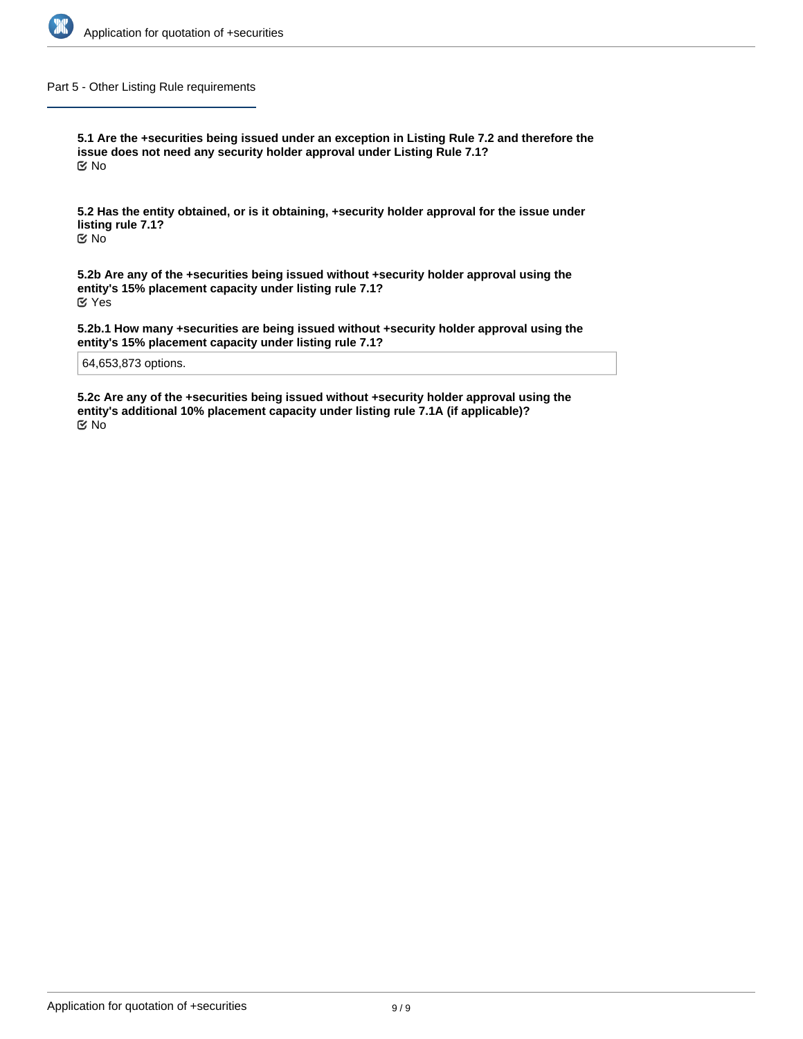## Part 5 - Other Listing Rule requirements

**5.1 Are the +securities being issued under an exception in Listing Rule 7.2 and therefore the issue does not need any security holder approval under Listing Rule 7.1?**

No

**5.2 Has the entity obtained, or is it obtaining, +security holder approval for the issue under listing rule 7.1?**

No

**5.2b Are any of the +securities being issued without +security holder approval using the entity's 15% placement capacity under listing rule 7.1?**

Yes

**5.2b.1 How many +securities are being issued without +security holder approval using the entity's 15% placement capacity under listing rule 7.1?**

64,653,873 options.

**5.2c Are any of the +securities being issued without +security holder approval using the entity's additional 10% placement capacity under listing rule 7.1A (if applicable)?**

No